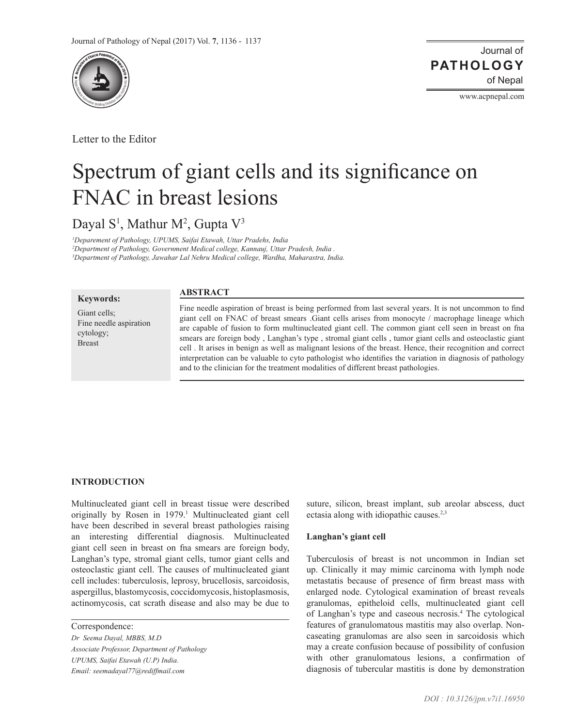Letter to the Editor

# Spectrum of giant cells and its significance on FNAC in breast lesions

Dayal S[1], Mathur M[2], Gupta V[3]

*[1]Deparement of Pathology, UPUMS, Saifai Etawah, Uttar Pradehs, India*
*[2]Department of Pathology, Government Medical college, Kannauj, Uttar Pradesh, India .*
*[3]Department of Pathology, Jawahar Lal Nehru Medical college, Wardha, Maharastra, India.*

**Keywords:**

Giant cells;
Fine needle aspiration cytology;
Breast

## ABSTRACT

Fine needle aspiration of breast is being performed from last several years. It is not uncommon to find giant cell on FNAC of breast smears .Giant cells arises from monocyte / macrophage lineage which are capable of fusion to form multinucleated giant cell. The common giant cell seen in breast on fna smears are foreign body , Langhan's type , stromal giant cells , tumor giant cells and osteoclastic giant cell . It arises in benign as well as malignant lesions of the breast. Hence, their recognition and correct interpretation can be valuable to cyto pathologist who identifies the variation in diagnosis of pathology and to the clinician for the treatment modalities of different breast pathologies.

## INTRODUCTION

Multinucleated giant cell in breast tissue were described originally by Rosen in 1979.[1] Multinucleated giant cell have been described in several breast pathologies raising an interesting differential diagnosis. Multinucleated giant cell seen in breast on fna smears are foreign body, Langhan's type, stromal giant cells, tumor giant cells and osteoclastic giant cell. The causes of multinucleated giant cell includes: tuberculosis, leprosy, brucellosis, sarcoidosis, aspergillus, blastomycosis, coccidomycosis, histoplasmosis, actinomycosis, cat scrath disease and also may be due to suture, silicon, breast implant, sub areolar abscess, duct ectasia along with idiopathic causes.[2,3]

### Langhan's giant cell

Tuberculosis of breast is not uncommon in Indian set up. Clinically it may mimic carcinoma with lymph node metastatis because of presence of firm breast mass with enlarged node. Cytological examination of breast reveals granulomas, epitheloid cells, multinucleated giant cell of Langhan's type and caseous necrosis.[4] The cytological features of granulomatous mastitis may also overlap. Non-caseating granulomas are also seen in sarcoidosis which may a create confusion because of possibility of confusion with other granulomatous lesions, a confirmation of diagnosis of tubercular mastitis is done by demonstration

Correspondence:
*Dr Seema Dayal, MBBS, M.D*
*Associate Professor, Department of Pathology*
*UPUMS, Saifai Etawah (U.P) India.*
*Email: seemadayal77@rediffmail.com*

*DOI : 10.3126/jpn.v7i1.16950*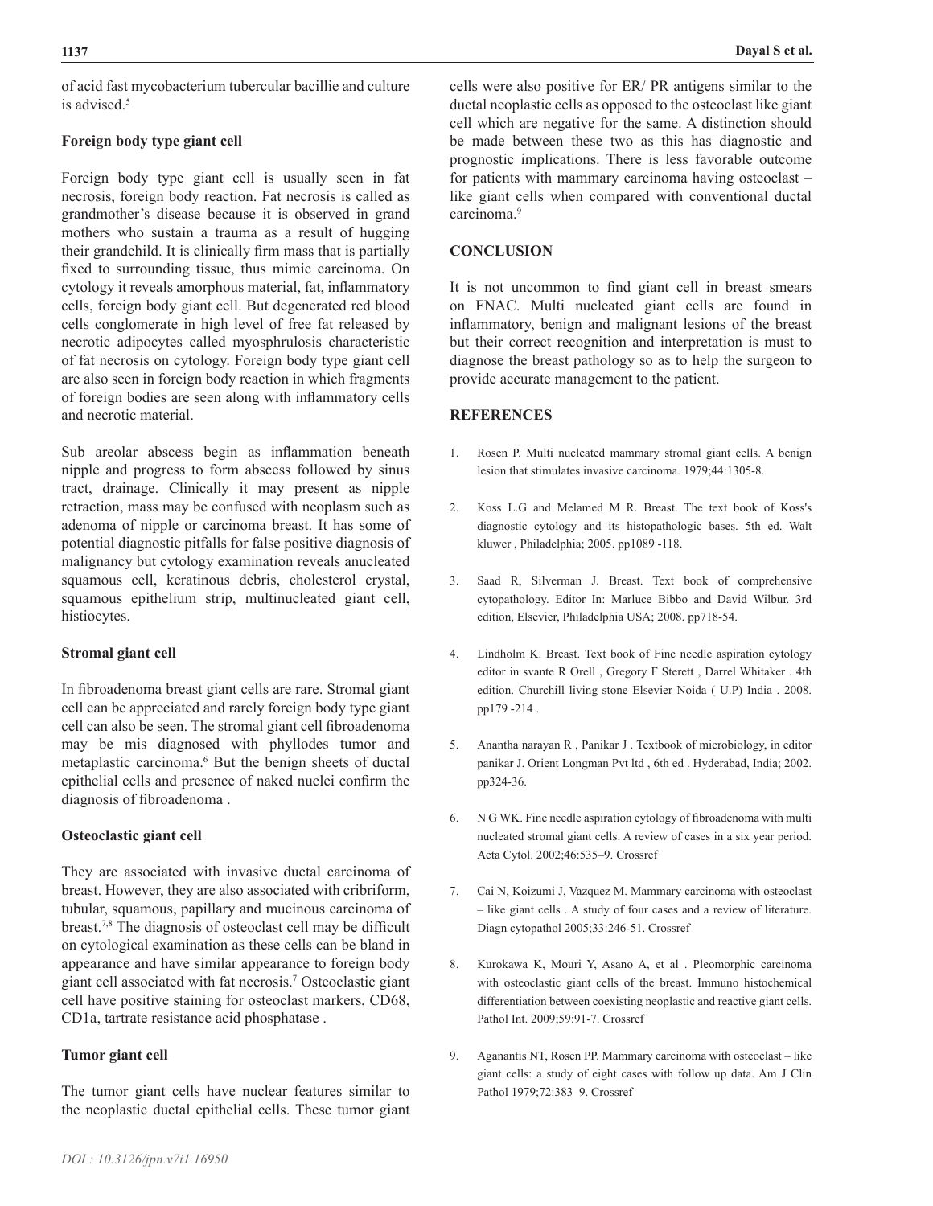of acid fast mycobacterium tubercular bacillie and culture is advised.[5]

### Foreign body type giant cell

Foreign body type giant cell is usually seen in fat necrosis, foreign body reaction. Fat necrosis is called as grandmother's disease because it is observed in grand mothers who sustain a trauma as a result of hugging their grandchild. It is clinically firm mass that is partially fixed to surrounding tissue, thus mimic carcinoma. On cytology it reveals amorphous material, fat, inflammatory cells, foreign body giant cell. But degenerated red blood cells conglomerate in high level of free fat released by necrotic adipocytes called myosphrulosis characteristic of fat necrosis on cytology. Foreign body type giant cell are also seen in foreign body reaction in which fragments of foreign bodies are seen along with inflammatory cells and necrotic material.

Sub areolar abscess begin as inflammation beneath nipple and progress to form abscess followed by sinus tract, drainage. Clinically it may present as nipple retraction, mass may be confused with neoplasm such as adenoma of nipple or carcinoma breast. It has some of potential diagnostic pitfalls for false positive diagnosis of malignancy but cytology examination reveals anucleated squamous cell, keratinous debris, cholesterol crystal, squamous epithelium strip, multinucleated giant cell, histiocytes.

### Stromal giant cell

In fibroadenoma breast giant cells are rare. Stromal giant cell can be appreciated and rarely foreign body type giant cell can also be seen. The stromal giant cell fibroadenoma may be mis diagnosed with phyllodes tumor and metaplastic carcinoma.[6] But the benign sheets of ductal epithelial cells and presence of naked nuclei confirm the diagnosis of fibroadenoma .

### Osteoclastic giant cell

They are associated with invasive ductal carcinoma of breast. However, they are also associated with cribriform, tubular, squamous, papillary and mucinous carcinoma of breast.[7,8] The diagnosis of osteoclast cell may be difficult on cytological examination as these cells can be bland in appearance and have similar appearance to foreign body giant cell associated with fat necrosis.[7] Osteoclastic giant cell have positive staining for osteoclast markers, CD68, CD1a, tartrate resistance acid phosphatase .

### Tumor giant cell

The tumor giant cells have nuclear features similar to the neoplastic ductal epithelial cells. These tumor giant cells were also positive for ER/ PR antigens similar to the ductal neoplastic cells as opposed to the osteoclast like giant cell which are negative for the same. A distinction should be made between these two as this has diagnostic and prognostic implications. There is less favorable outcome for patients with mammary carcinoma having osteoclast – like giant cells when compared with conventional ductal carcinoma.[9]

## CONCLUSION

It is not uncommon to find giant cell in breast smears on FNAC. Multi nucleated giant cells are found in inflammatory, benign and malignant lesions of the breast but their correct recognition and interpretation is must to diagnose the breast pathology so as to help the surgeon to provide accurate management to the patient.

## REFERENCES

1. Rosen P. Multi nucleated mammary stromal giant cells. A benign lesion that stimulates invasive carcinoma. 1979;44:1305-8.
2. Koss L.G and Melamed M R. Breast. The text book of Koss's diagnostic cytology and its histopathologic bases. 5th ed. Walt kluwer , Philadelphia; 2005. pp1089 -118.
3. Saad R, Silverman J. Breast. Text book of comprehensive cytopathology. Editor In: Marluce Bibbo and David Wilbur. 3rd edition, Elsevier, Philadelphia USA; 2008. pp718-54.
4. Lindholm K. Breast. Text book of Fine needle aspiration cytology editor in svante R Orell , Gregory F Sterett , Darrel Whitaker . 4th edition. Churchill living stone Elsevier Noida ( U.P) India . 2008. pp179 -214 .
5. Anantha narayan R , Panikar J . Textbook of microbiology, in editor panikar J. Orient Longman Pvt ltd , 6th ed . Hyderabad, India; 2002. pp324-36.
6. N G WK. Fine needle aspiration cytology of fibroadenoma with multi nucleated stromal giant cells. A review of cases in a six year period. Acta Cytol. 2002;46:535–9. Crossref
7. Cai N, Koizumi J, Vazquez M. Mammary carcinoma with osteoclast – like giant cells . A study of four cases and a review of literature. Diagn cytopathol 2005;33:246-51. Crossref
8. Kurokawa K, Mouri Y, Asano A, et al . Pleomorphic carcinoma with osteoclastic giant cells of the breast. Immuno histochemical differentiation between coexisting neoplastic and reactive giant cells. Pathol Int. 2009;59:91-7. Crossref
9. Aganantis NT, Rosen PP. Mammary carcinoma with osteoclast – like giant cells: a study of eight cases with follow up data. Am J Clin Pathol 1979;72:383–9. Crossref